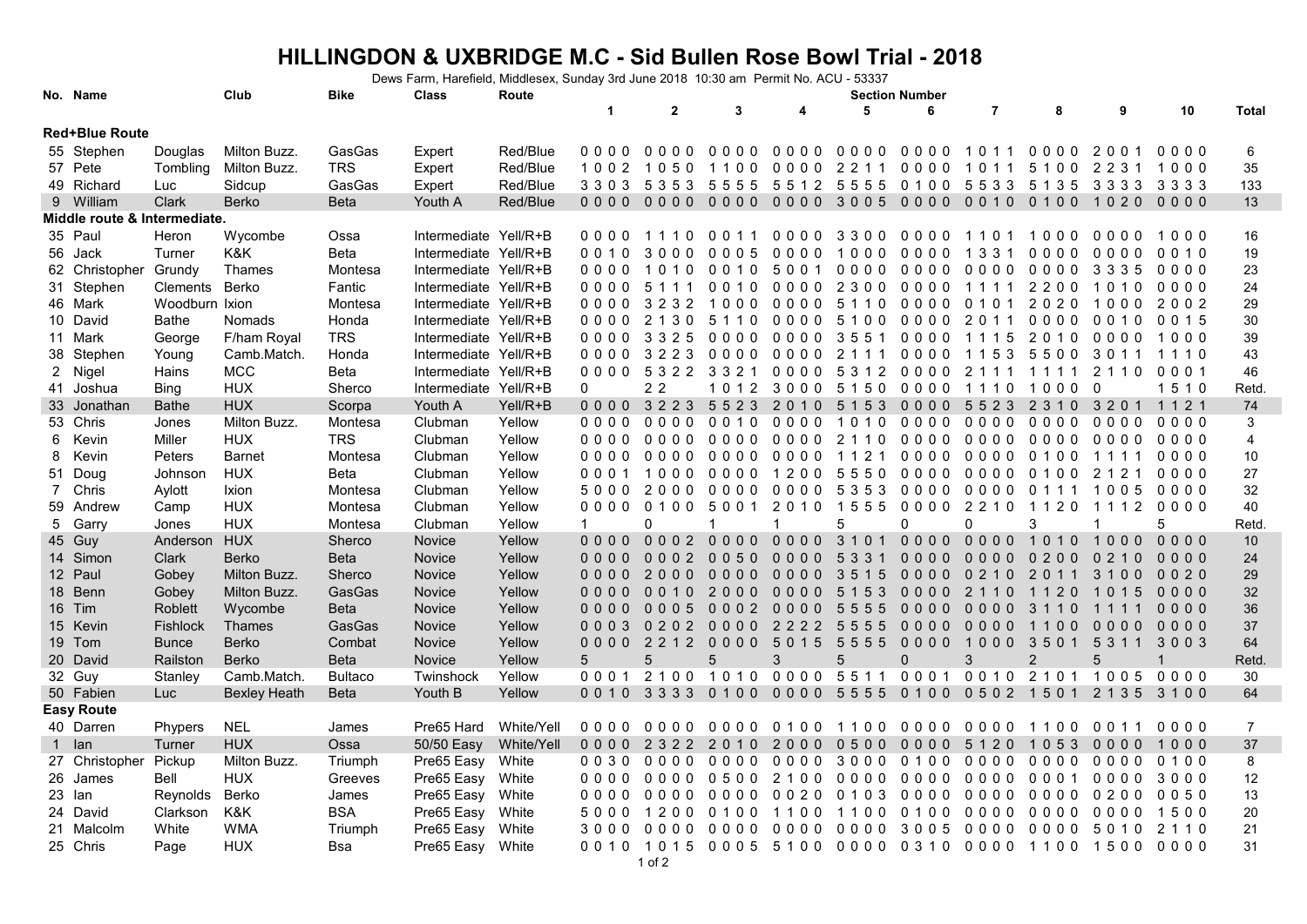# HILLINGDON & UXBRIDGE M.C - Sid Bullen Rose Bowl Trial - 2018

Dews Farm, Harefield, Middlesex, Sunday 3rd June 2018 10:30 am Permit No. ACU - 53337

| No. | Name | | Club | Bike | Class | Route | Section Number 1 | 2 | 3 | 4 | 5 | 6 | 7 | 8 | 9 | 10 | Total |
|---|---|---|---|---|---|---|---|---|---|---|---|---|---|---|---|---|---|
| **Red+Blue Route** | | | | | | | | | | | | | | | | | |
| 55 | Stephen | Douglas | Milton Buzz. | GasGas | Expert | Red/Blue | 0 0 0 0 | 0 0 0 0 | 0 0 0 0 | 0 0 0 0 | 0 0 0 0 | 0 0 0 0 | 1 0 1 1 | 0 0 0 0 | 2 0 0 1 | 0 0 0 0 | 6 |
| 57 | Pete | Tombling | Milton Buzz. | TRS | Expert | Red/Blue | 1 0 0 2 | 1 0 5 0 | 1 1 0 0 | 0 0 0 0 | 2 2 1 1 | 0 0 0 0 | 1 0 1 1 | 5 1 0 0 | 2 2 3 1 | 1 0 0 0 | 35 |
| 49 | Richard | Luc | Sidcup | GasGas | Expert | Red/Blue | 3 3 0 3 | 5 3 5 3 | 5 5 5 5 | 5 5 1 2 | 5 5 5 5 | 0 1 0 0 | 5 5 3 3 | 5 1 3 5 | 3 3 3 3 | 3 3 3 3 | 133 |
| 9 | William | Clark | Berko | Beta | Youth A | Red/Blue | 0 0 0 0 | 0 0 0 0 | 0 0 0 0 | 0 0 0 0 | 3 0 0 5 | 0 0 0 0 | 0 0 1 0 | 0 1 0 0 | 1 0 2 0 | 0 0 0 0 | 13 |
| **Middle route & Intermediate.** | | | | | | | | | | | | | | | | | |
| 35 | Paul | Heron | Wycombe | Ossa | Intermediate | Yell/R+B | 0 0 0 0 | 1 1 1 0 | 0 0 1 1 | 0 0 0 0 | 3 3 0 0 | 0 0 0 0 | 1 1 0 1 | 1 0 0 0 | 0 0 0 0 | 1 0 0 0 | 16 |
| 56 | Jack | Turner | K&K | Beta | Intermediate | Yell/R+B | 0 0 1 0 | 3 0 0 0 | 0 0 0 5 | 0 0 0 0 | 1 0 0 0 | 0 0 0 0 | 1 3 3 1 | 0 0 0 0 | 0 0 0 0 | 0 0 1 0 | 19 |
| 62 | Christopher | Grundy | Thames | Montesa | Intermediate | Yell/R+B | 0 0 0 0 | 1 0 1 0 | 0 0 1 0 | 5 0 0 1 | 0 0 0 0 | 0 0 0 0 | 0 0 0 0 | 0 0 0 0 | 3 3 3 5 | 0 0 0 0 | 23 |
| 31 | Stephen | Clements | Berko | Fantic | Intermediate | Yell/R+B | 0 0 0 0 | 5 1 1 1 | 0 0 1 0 | 0 0 0 0 | 2 3 0 0 | 0 0 0 0 | 1 1 1 1 | 2 2 0 0 | 1 0 1 0 | 0 0 0 0 | 24 |
| 46 | Mark | Woodburn | Ixion | Montesa | Intermediate | Yell/R+B | 0 0 0 0 | 3 2 3 2 | 1 0 0 0 | 0 0 0 0 | 5 1 1 0 | 0 0 0 0 | 0 1 0 1 | 2 0 2 0 | 1 0 0 0 | 2 0 0 2 | 29 |
| 10 | David | Bathe | Nomads | Honda | Intermediate | Yell/R+B | 0 0 0 0 | 2 1 3 0 | 5 1 1 0 | 0 0 0 0 | 5 1 0 0 | 0 0 0 0 | 2 0 1 1 | 0 0 0 0 | 0 0 1 0 | 0 0 1 5 | 30 |
| 11 | Mark | George | F/ham Royal | TRS | Intermediate | Yell/R+B | 0 0 0 0 | 3 3 2 5 | 0 0 0 0 | 0 0 0 0 | 3 5 5 1 | 0 0 0 0 | 1 1 1 5 | 2 0 1 0 | 0 0 0 0 | 1 0 0 0 | 39 |
| 38 | Stephen | Young | Camb.Match. | Honda | Intermediate | Yell/R+B | 0 0 0 0 | 3 2 2 3 | 0 0 0 0 | 0 0 0 0 | 2 1 1 1 | 0 0 0 0 | 1 1 5 3 | 5 5 0 0 | 3 0 1 1 | 1 1 1 0 | 43 |
| 2 | Nigel | Hains | MCC | Beta | Intermediate | Yell/R+B | 0 0 0 0 | 5 3 2 2 | 3 3 2 1 | 0 0 0 0 | 5 3 1 2 | 0 0 0 0 | 2 1 1 1 | 1 1 1 1 | 2 1 1 0 | 0 0 0 1 | 46 |
| 41 | Joshua | Bing | HUX | Sherco | Intermediate | Yell/R+B | 0 | 2 2 | 1 0 1 2 | 3 0 0 0 | 5 1 5 0 | 0 0 0 0 | 1 1 1 0 | 1 0 0 0 | 0 | 1 5 1 0 | Retd. |
| 33 | Jonathan | Bathe | HUX | Scorpa | Youth A | Yell/R+B | 0 0 0 0 | 3 2 2 3 | 5 5 2 3 | 2 0 1 0 | 5 1 5 3 | 0 0 0 0 | 5 5 2 3 | 2 3 1 0 | 3 2 0 1 | 1 1 2 1 | 74 |
| 53 | Chris | Jones | Milton Buzz. | Montesa | Clubman | Yellow | 0 0 0 0 | 0 0 0 0 | 0 0 1 0 | 0 0 0 0 | 1 0 1 0 | 0 0 0 0 | 0 0 0 0 | 0 0 0 0 | 0 0 0 0 | 0 0 0 0 | 3 |
| 6 | Kevin | Miller | HUX | TRS | Clubman | Yellow | 0 0 0 0 | 0 0 0 0 | 0 0 0 0 | 0 0 0 0 | 2 1 1 0 | 0 0 0 0 | 0 0 0 0 | 0 0 0 0 | 0 0 0 0 | 0 0 0 0 | 4 |
| 8 | Kevin | Peters | Barnet | Montesa | Clubman | Yellow | 0 0 0 0 | 0 0 0 0 | 0 0 0 0 | 0 0 0 0 | 1 1 2 1 | 0 0 0 0 | 0 0 0 0 | 0 1 0 0 | 1 1 1 1 | 0 0 0 0 | 10 |
| 51 | Doug | Johnson | HUX | Beta | Clubman | Yellow | 0 0 0 1 | 1 0 0 0 | 0 0 0 0 | 1 2 0 0 | 5 5 5 0 | 0 0 0 0 | 0 0 0 0 | 0 1 0 0 | 2 1 2 1 | 0 0 0 0 | 27 |
| 7 | Chris | Aylott | Ixion | Montesa | Clubman | Yellow | 5 0 0 0 | 2 0 0 0 | 0 0 0 0 | 0 0 0 0 | 5 3 5 3 | 0 0 0 0 | 0 0 0 0 | 0 1 1 1 | 1 0 0 5 | 0 0 0 0 | 32 |
| 59 | Andrew | Camp | HUX | Montesa | Clubman | Yellow | 0 0 0 0 | 0 1 0 0 | 5 0 0 1 | 2 0 1 0 | 1 5 5 5 | 0 0 0 0 | 2 2 1 0 | 1 1 2 0 | 1 1 1 2 | 0 0 0 0 | 40 |
| 5 | Garry | Jones | HUX | Montesa | Clubman | Yellow | 1 | 0 | 1 | 1 | 5 | 0 | 0 | 3 | 1 | 5 | Retd. |
| 45 | Guy | Anderson | HUX | Sherco | Novice | Yellow | 0 0 0 0 | 0 0 0 2 | 0 0 0 0 | 0 0 0 0 | 3 1 0 1 | 0 0 0 0 | 0 0 0 0 | 1 0 1 0 | 1 0 0 0 | 0 0 0 0 | 10 |
| 14 | Simon | Clark | Berko | Beta | Novice | Yellow | 0 0 0 0 | 0 0 0 2 | 0 0 5 0 | 0 0 0 0 | 5 3 3 1 | 0 0 0 0 | 0 0 0 0 | 0 2 0 0 | 0 2 1 0 | 0 0 0 0 | 24 |
| 12 | Paul | Gobey | Milton Buzz. | Sherco | Novice | Yellow | 0 0 0 0 | 2 0 0 0 | 0 0 0 0 | 0 0 0 0 | 3 5 1 5 | 0 0 0 0 | 0 2 1 0 | 2 0 1 1 | 3 1 0 0 | 0 0 2 0 | 29 |
| 18 | Benn | Gobey | Milton Buzz. | GasGas | Novice | Yellow | 0 0 0 0 | 0 0 1 0 | 2 0 0 0 | 0 0 0 0 | 5 1 5 3 | 0 0 0 0 | 2 1 1 0 | 1 1 2 0 | 1 0 1 5 | 0 0 0 0 | 32 |
| 16 | Tim | Roblett | Wycombe | Beta | Novice | Yellow | 0 0 0 0 | 0 0 0 5 | 0 0 0 2 | 0 0 0 0 | 5 5 5 5 | 0 0 0 0 | 0 0 0 0 | 3 1 1 0 | 1 1 1 1 | 0 0 0 0 | 36 |
| 15 | Kevin | Fishlock | Thames | GasGas | Novice | Yellow | 0 0 0 3 | 0 2 0 2 | 0 0 0 0 | 2 2 2 2 | 5 5 5 5 | 0 0 0 0 | 0 0 0 0 | 1 1 0 0 | 0 0 0 0 | 0 0 0 0 | 37 |
| 19 | Tom | Bunce | Berko | Combat | Novice | Yellow | 0 0 0 0 | 2 2 1 2 | 0 0 0 0 | 5 0 1 5 | 5 5 5 5 | 0 0 0 0 | 1 0 0 0 | 3 5 0 1 | 5 3 1 1 | 3 0 0 3 | 64 |
| 20 | David | Railston | Berko | Beta | Novice | Yellow | 5 | 5 | 5 | 3 | 5 | 0 | 3 | 2 | 5 | 1 | Retd. |
| 32 | Guy | Stanley | Camb.Match. | Bultaco | Twinshock | Yellow | 0 0 0 1 | 2 1 0 0 | 1 0 1 0 | 0 0 0 0 | 5 5 1 1 | 0 0 0 1 | 0 0 1 0 | 2 1 0 1 | 1 0 0 5 | 0 0 0 0 | 30 |
| 50 | Fabien | Luc | Bexley Heath | Beta | Youth B | Yellow | 0 0 1 0 | 3 3 3 3 | 0 1 0 0 | 0 0 0 0 | 5 5 5 5 | 0 1 0 0 | 0 5 0 2 | 1 5 0 1 | 2 1 3 5 | 3 1 0 0 | 64 |
| **Easy Route** | | | | | | | | | | | | | | | | | |
| 40 | Darren | Phypers | NEL | James | Pre65 Hard | White/Yell | 0 0 0 0 | 0 0 0 0 | 0 0 0 0 | 0 1 0 0 | 1 1 0 0 | 0 0 0 0 | 0 0 0 0 | 1 1 0 0 | 0 0 1 1 | 0 0 0 0 | 7 |
| 1 | Ian | Turner | HUX | Ossa | 50/50 Easy | White/Yell | 0 0 0 0 | 2 3 2 2 | 2 0 1 0 | 2 0 0 0 | 0 5 0 0 | 0 0 0 0 | 5 1 2 0 | 1 0 5 3 | 0 0 0 0 | 1 0 0 0 | 37 |
| 27 | Christopher | Pickup | Milton Buzz. | Triumph | Pre65 Easy | White | 0 0 3 0 | 0 0 0 0 | 0 0 0 0 | 0 0 0 0 | 3 0 0 0 | 0 1 0 0 | 0 0 0 0 | 0 0 0 0 | 0 0 0 0 | 0 1 0 0 | 8 |
| 26 | James | Bell | HUX | Greeves | Pre65 Easy | White | 0 0 0 0 | 0 0 0 0 | 0 5 0 0 | 2 1 0 0 | 0 0 0 0 | 0 0 0 0 | 0 0 0 0 | 0 0 0 1 | 0 0 0 0 | 3 0 0 0 | 12 |
| 23 | Ian | Reynolds | Berko | James | Pre65 Easy | White | 0 0 0 0 | 0 0 0 0 | 0 0 0 0 | 0 0 2 0 | 0 1 0 3 | 0 0 0 0 | 0 0 0 0 | 0 0 0 0 | 0 2 0 0 | 0 0 5 0 | 13 |
| 24 | David | Clarkson | K&K | BSA | Pre65 Easy | White | 5 0 0 0 | 1 2 0 0 | 0 1 0 0 | 1 1 0 0 | 1 1 0 0 | 0 1 0 0 | 0 0 0 0 | 0 0 0 0 | 0 0 0 0 | 1 5 0 0 | 20 |
| 21 | Malcolm | White | WMA | Triumph | Pre65 Easy | White | 3 0 0 0 | 0 0 0 0 | 0 0 0 0 | 0 0 0 0 | 0 0 0 0 | 3 0 0 5 | 0 0 0 0 | 0 0 0 0 | 5 0 1 0 | 2 1 1 0 | 21 |
| 25 | Chris | Page | HUX | Bsa | Pre65 Easy | White | 0 0 1 0 | 1 0 1 5 | 0 0 0 5 | 5 1 0 0 | 0 0 0 0 | 0 3 1 0 | 0 0 0 0 | 1 1 0 0 | 1 5 0 0 | 0 0 0 0 | 31 |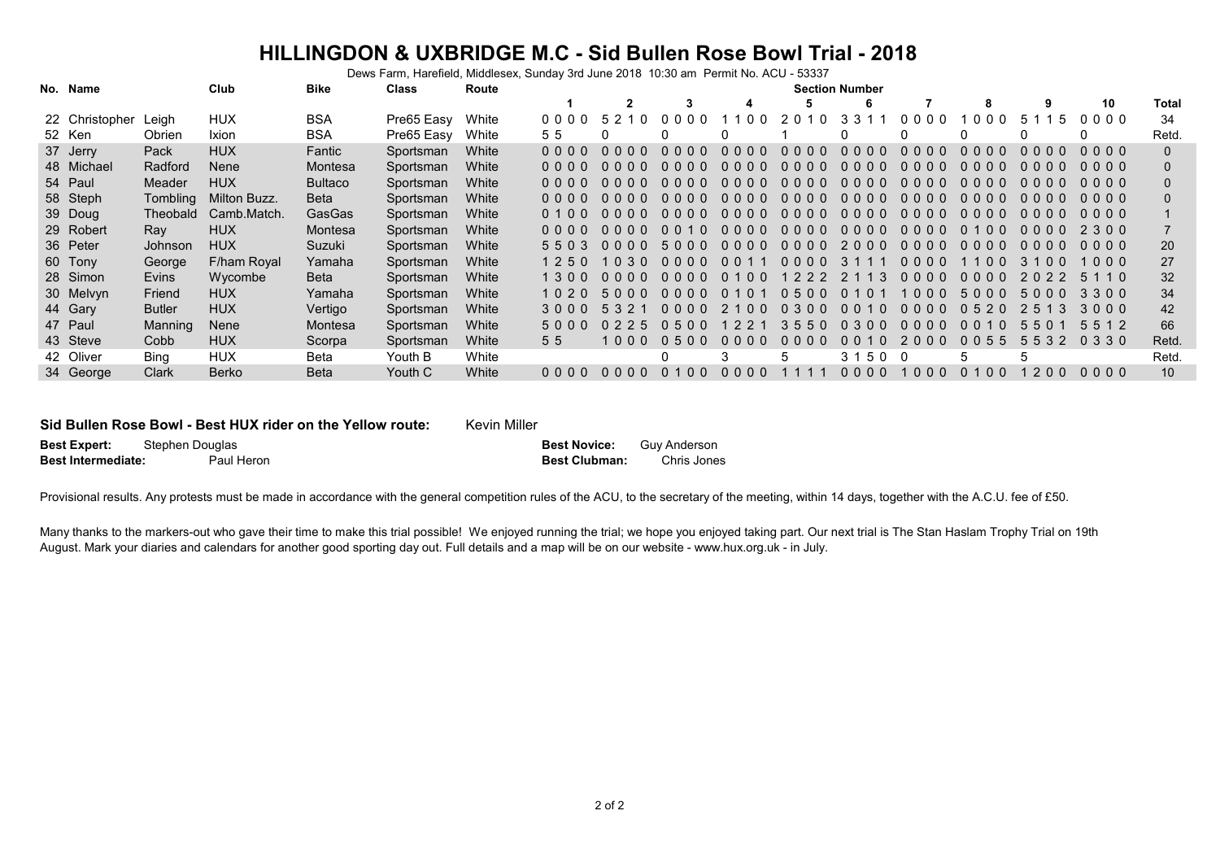# HILLINGDON & UXBRIDGE M.C - Sid Bullen Rose Bowl Trial - 2018

Dews Farm, Harefield, Middlesex, Sunday 3rd June 2018 10:30 am Permit No. ACU - 53337

| No. | Name | | Club | Bike | Class | Route | Section Number | | | | | | | | | | Total |
|---|---|---|---|---|---|---|---|---|---|---|---|---|---|---|---|---|---|
| | | | | | | | 1 | 2 | 3 | 4 | 5 | 6 | 7 | 8 | 9 | 10 | |
| 22 | Christopher | Leigh | HUX | BSA | Pre65 Easy | White | 0 0 0 0 | 5 2 1 0 | 0 0 0 0 | 1 1 0 0 | 2 0 1 0 | 3 3 1 1 | 0 0 0 0 | 1 0 0 0 | 5 1 1 5 | 0 0 0 0 | 34 |
| 52 | Ken | Obrien | Ixion | BSA | Pre65 Easy | White | 5 5 | 0 | 0 | 0 | 1 | 0 | 0 | 0 | 0 | 0 | Retd. |
| 37 | Jerry | Pack | HUX | Fantic | Sportsman | White | 0 0 0 0 | 0 0 0 0 | 0 0 0 0 | 0 0 0 0 | 0 0 0 0 | 0 0 0 0 | 0 0 0 0 | 0 0 0 0 | 0 0 0 0 | 0 0 0 0 | 0 |
| 48 | Michael | Radford | Nene | Montesa | Sportsman | White | 0 0 0 0 | 0 0 0 0 | 0 0 0 0 | 0 0 0 0 | 0 0 0 0 | 0 0 0 0 | 0 0 0 0 | 0 0 0 0 | 0 0 0 0 | 0 0 0 0 | 0 |
| 54 | Paul | Meader | HUX | Bultaco | Sportsman | White | 0 0 0 0 | 0 0 0 0 | 0 0 0 0 | 0 0 0 0 | 0 0 0 0 | 0 0 0 0 | 0 0 0 0 | 0 0 0 0 | 0 0 0 0 | 0 0 0 0 | 0 |
| 58 | Steph | Tombling | Milton Buzz. | Beta | Sportsman | White | 0 0 0 0 | 0 0 0 0 | 0 0 0 0 | 0 0 0 0 | 0 0 0 0 | 0 0 0 0 | 0 0 0 0 | 0 0 0 0 | 0 0 0 0 | 0 0 0 0 | 0 |
| 39 | Doug | Theobald | Camb.Match. | GasGas | Sportsman | White | 0 1 0 0 | 0 0 0 0 | 0 0 0 0 | 0 0 0 0 | 0 0 0 0 | 0 0 0 0 | 0 0 0 0 | 0 0 0 0 | 0 0 0 0 | 0 0 0 0 | 1 |
| 29 | Robert | Ray | HUX | Montesa | Sportsman | White | 0 0 0 0 | 0 0 0 0 | 0 0 1 0 | 0 0 0 0 | 0 0 0 0 | 0 0 0 0 | 0 0 0 0 | 0 1 0 0 | 0 0 0 0 | 2 3 0 0 | 7 |
| 36 | Peter | Johnson | HUX | Suzuki | Sportsman | White | 5 5 0 3 | 0 0 0 0 | 5 0 0 0 | 0 0 0 0 | 0 0 0 0 | 2 0 0 0 | 0 0 0 0 | 0 0 0 0 | 0 0 0 0 | 0 0 0 0 | 20 |
| 60 | Tony | George | F/ham Royal | Yamaha | Sportsman | White | 1 2 5 0 | 1 0 3 0 | 0 0 0 0 | 0 0 1 1 | 0 0 0 0 | 3 1 1 1 | 0 0 0 0 | 1 1 0 0 | 3 1 0 0 | 1 0 0 0 | 27 |
| 28 | Simon | Evins | Wycombe | Beta | Sportsman | White | 1 3 0 0 | 0 0 0 0 | 0 0 0 0 | 0 1 0 0 | 1 2 2 2 | 2 1 1 3 | 0 0 0 0 | 0 0 0 0 | 2 0 2 2 | 5 1 1 0 | 32 |
| 30 | Melvyn | Friend | HUX | Yamaha | Sportsman | White | 1 0 2 0 | 5 0 0 0 | 0 0 0 0 | 0 1 0 1 | 0 5 0 0 | 0 1 0 1 | 1 0 0 0 | 5 0 0 0 | 5 0 0 0 | 3 3 0 0 | 34 |
| 44 | Gary | Butler | HUX | Vertigo | Sportsman | White | 3 0 0 0 | 5 3 2 1 | 0 0 0 0 | 2 1 0 0 | 0 3 0 0 | 0 0 1 0 | 0 0 0 0 | 0 5 2 0 | 2 5 1 3 | 3 0 0 0 | 42 |
| 47 | Paul | Manning | Nene | Montesa | Sportsman | White | 5 0 0 0 | 0 2 2 5 | 0 5 0 0 | 1 2 2 1 | 3 5 5 0 | 0 3 0 0 | 0 0 0 0 | 0 0 1 0 | 5 5 0 1 | 5 5 1 2 | 66 |
| 43 | Steve | Cobb | HUX | Scorpa | Sportsman | White | 5 5 | 1 0 0 0 | 0 5 0 0 | 0 0 0 0 | 0 0 0 0 | 0 0 1 0 | 2 0 0 0 | 0 0 5 5 | 5 5 3 2 | 0 3 3 0 | Retd. |
| 42 | Oliver | Bing | HUX | Beta | Youth B | White | | | 0 | 3 | 5 | 3 1 5 0 | 0 | 5 | 5 | | Retd. |
| 34 | George | Clark | Berko | Beta | Youth C | White | 0 0 0 0 | 0 0 0 0 | 0 1 0 0 | 0 0 0 0 | 1 1 1 1 | 0 0 0 0 | 1 0 0 0 | 0 1 0 0 | 1 2 0 0 | 0 0 0 0 | 10 |

**Sid Bullen Rose Bowl - Best HUX rider on the Yellow route:** Kevin Miller

**Best Expert:** Stephen Douglas
**Best Intermediate:** Paul Heron

**Best Novice:** Guy Anderson
**Best Clubman:** Chris Jones

Provisional results. Any protests must be made in accordance with the general competition rules of the ACU, to the secretary of the meeting, within 14 days, together with the A.C.U. fee of £50.

Many thanks to the markers-out who gave their time to make this trial possible! We enjoyed running the trial; we hope you enjoyed taking part. Our next trial is The Stan Haslam Trophy Trial on 19th August. Mark your diaries and calendars for another good sporting day out. Full details and a map will be on our website - www.hux.org.uk - in July.